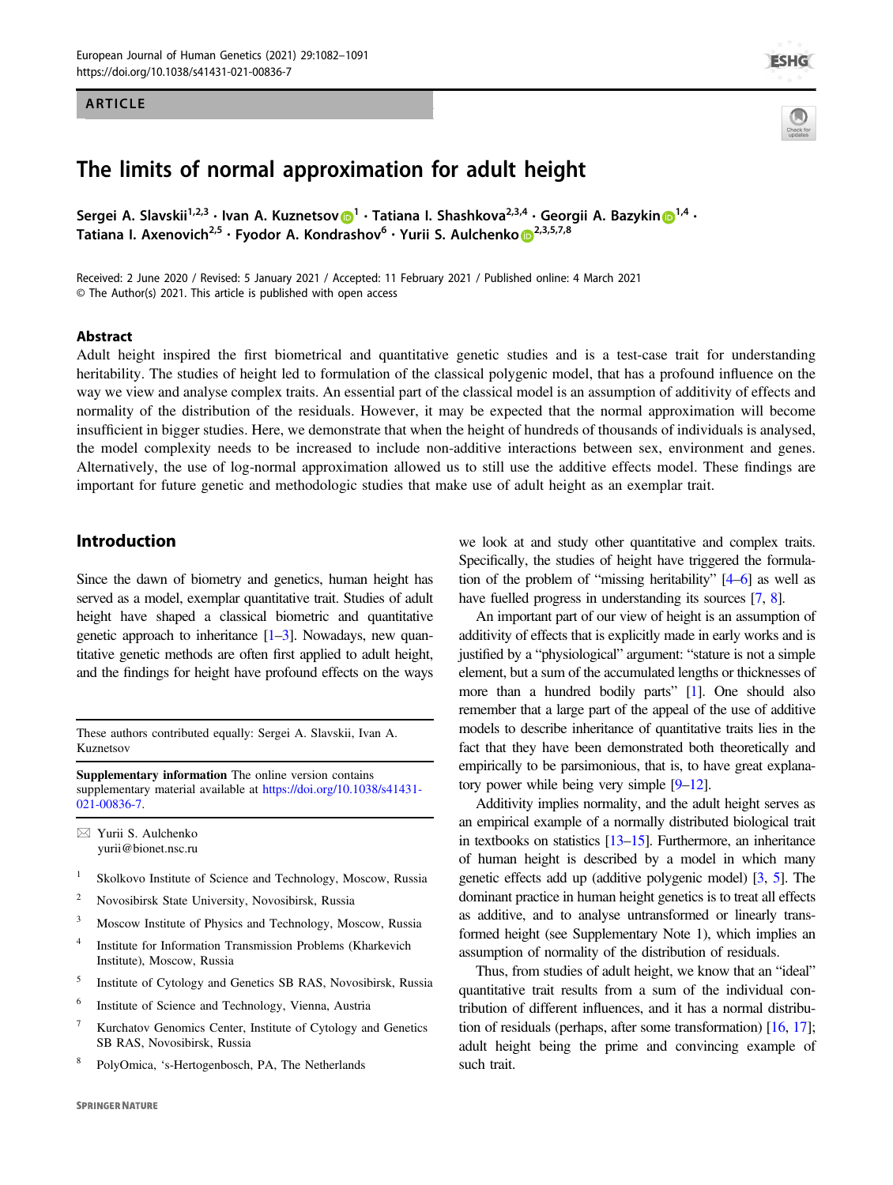ARTICLE

# The limits of normal approximation for adult height

Sergei A. Slavskii[1,2,3] · Ivan A. Kuznetsov[1] · Tatiana I. Shashkova[2,3,4] · Georgii A. Bazykin[1,4] · Tatiana I. Axenovich[2,5] · Fyodor A. Kondrashov[6] · Yurii S. Aulchenko[2,3,5,7,8]

Received: 2 June 2020 / Revised: 5 January 2021 / Accepted: 11 February 2021 / Published online: 4 March 2021
© The Author(s) 2021. This article is published with open access

## Abstract

Adult height inspired the first biometrical and quantitative genetic studies and is a test-case trait for understanding heritability. The studies of height led to formulation of the classical polygenic model, that has a profound influence on the way we view and analyse complex traits. An essential part of the classical model is an assumption of additivity of effects and normality of the distribution of the residuals. However, it may be expected that the normal approximation will become insufficient in bigger studies. Here, we demonstrate that when the height of hundreds of thousands of individuals is analysed, the model complexity needs to be increased to include non-additive interactions between sex, environment and genes. Alternatively, the use of log-normal approximation allowed us to still use the additive effects model. These findings are important for future genetic and methodologic studies that make use of adult height as an exemplar trait.

## Introduction

Since the dawn of biometry and genetics, human height has served as a model, exemplar quantitative trait. Studies of adult height have shaped a classical biometric and quantitative genetic approach to inheritance [1–3]. Nowadays, new quantitative genetic methods are often first applied to adult height, and the findings for height have profound effects on the ways we look at and study other quantitative and complex traits. Specifically, the studies of height have triggered the formulation of the problem of "missing heritability" [4–6] as well as have fuelled progress in understanding its sources [7, 8].

An important part of our view of height is an assumption of additivity of effects that is explicitly made in early works and is justified by a "physiological" argument: "stature is not a simple element, but a sum of the accumulated lengths or thicknesses of more than a hundred bodily parts" [1]. One should also remember that a large part of the appeal of the use of additive models to describe inheritance of quantitative traits lies in the fact that they have been demonstrated both theoretically and empirically to be parsimonious, that is, to have great explanatory power while being very simple [9–12].

Additivity implies normality, and the adult height serves as an empirical example of a normally distributed biological trait in textbooks on statistics [13–15]. Furthermore, an inheritance of human height is described by a model in which many genetic effects add up (additive polygenic model) [3, 5]. The dominant practice in human height genetics is to treat all effects as additive, and to analyse untransformed or linearly transformed height (see Supplementary Note 1), which implies an assumption of normality of the distribution of residuals.

Thus, from studies of adult height, we know that an "ideal" quantitative trait results from a sum of the individual contribution of different influences, and it has a normal distribution of residuals (perhaps, after some transformation) [16, 17]; adult height being the prime and convincing example of such trait.

---

These authors contributed equally: Sergei A. Slavskii, Ivan A. Kuznetsov

**Supplementary information** The online version contains supplementary material available at https://doi.org/10.1038/s41431-021-00836-7.

✉ Yurii S. Aulchenko
yurii@bionet.nsc.ru

1 Skolkovo Institute of Science and Technology, Moscow, Russia
2 Novosibirsk State University, Novosibirsk, Russia
3 Moscow Institute of Physics and Technology, Moscow, Russia
4 Institute for Information Transmission Problems (Kharkevich Institute), Moscow, Russia
5 Institute of Cytology and Genetics SB RAS, Novosibirsk, Russia
6 Institute of Science and Technology, Vienna, Austria
7 Kurchatov Genomics Center, Institute of Cytology and Genetics SB RAS, Novosibirsk, Russia
8 PolyOmica, 's-Hertogenbosch, PA, The Netherlands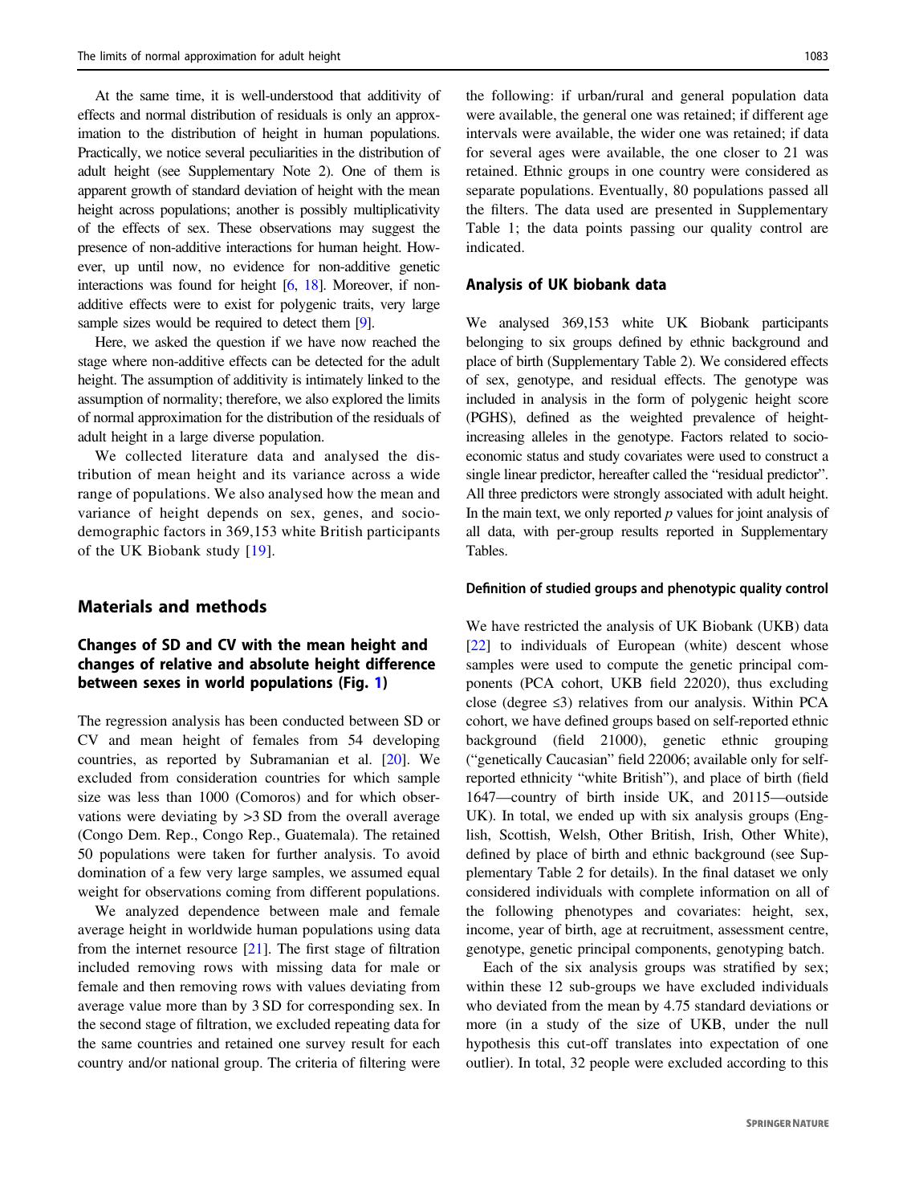At the same time, it is well-understood that additivity of effects and normal distribution of residuals is only an approximation to the distribution of height in human populations. Practically, we notice several peculiarities in the distribution of adult height (see Supplementary Note 2). One of them is apparent growth of standard deviation of height with the mean height across populations; another is possibly multiplicativity of the effects of sex. These observations may suggest the presence of non-additive interactions for human height. However, up until now, no evidence for non-additive genetic interactions was found for height [6, 18]. Moreover, if non-additive effects were to exist for polygenic traits, very large sample sizes would be required to detect them [9].

Here, we asked the question if we have now reached the stage where non-additive effects can be detected for the adult height. The assumption of additivity is intimately linked to the assumption of normality; therefore, we also explored the limits of normal approximation for the distribution of the residuals of adult height in a large diverse population.

We collected literature data and analysed the distribution of mean height and its variance across a wide range of populations. We also analysed how the mean and variance of height depends on sex, genes, and socio-demographic factors in 369,153 white British participants of the UK Biobank study [19].

## Materials and methods

### Changes of SD and CV with the mean height and changes of relative and absolute height difference between sexes in world populations (Fig. 1)

The regression analysis has been conducted between SD or CV and mean height of females from 54 developing countries, as reported by Subramanian et al. [20]. We excluded from consideration countries for which sample size was less than 1000 (Comoros) and for which observations were deviating by >3 SD from the overall average (Congo Dem. Rep., Congo Rep., Guatemala). The retained 50 populations were taken for further analysis. To avoid domination of a few very large samples, we assumed equal weight for observations coming from different populations.

We analyzed dependence between male and female average height in worldwide human populations using data from the internet resource [21]. The first stage of filtration included removing rows with missing data for male or female and then removing rows with values deviating from average value more than by 3 SD for corresponding sex. In the second stage of filtration, we excluded repeating data for the same countries and retained one survey result for each country and/or national group. The criteria of filtering were the following: if urban/rural and general population data were available, the general one was retained; if different age intervals were available, the wider one was retained; if data for several ages were available, the one closer to 21 was retained. Ethnic groups in one country were considered as separate populations. Eventually, 80 populations passed all the filters. The data used are presented in Supplementary Table 1; the data points passing our quality control are indicated.

### Analysis of UK biobank data

We analysed 369,153 white UK Biobank participants belonging to six groups defined by ethnic background and place of birth (Supplementary Table 2). We considered effects of sex, genotype, and residual effects. The genotype was included in analysis in the form of polygenic height score (PGHS), defined as the weighted prevalence of height-increasing alleles in the genotype. Factors related to socio-economic status and study covariates were used to construct a single linear predictor, hereafter called the "residual predictor". All three predictors were strongly associated with adult height. In the main text, we only reported $p$ values for joint analysis of all data, with per-group results reported in Supplementary Tables.

#### Definition of studied groups and phenotypic quality control

We have restricted the analysis of UK Biobank (UKB) data [22] to individuals of European (white) descent whose samples were used to compute the genetic principal components (PCA cohort, UKB field 22020), thus excluding close (degree ≤3) relatives from our analysis. Within PCA cohort, we have defined groups based on self-reported ethnic background (field 21000), genetic ethnic grouping ("genetically Caucasian" field 22006; available only for self-reported ethnicity "white British"), and place of birth (field 1647—country of birth inside UK, and 20115—outside UK). In total, we ended up with six analysis groups (English, Scottish, Welsh, Other British, Irish, Other White), defined by place of birth and ethnic background (see Supplementary Table 2 for details). In the final dataset we only considered individuals with complete information on all of the following phenotypes and covariates: height, sex, income, year of birth, age at recruitment, assessment centre, genotype, genetic principal components, genotyping batch.

Each of the six analysis groups was stratified by sex; within these 12 sub-groups we have excluded individuals who deviated from the mean by 4.75 standard deviations or more (in a study of the size of UKB, under the null hypothesis this cut-off translates into expectation of one outlier). In total, 32 people were excluded according to this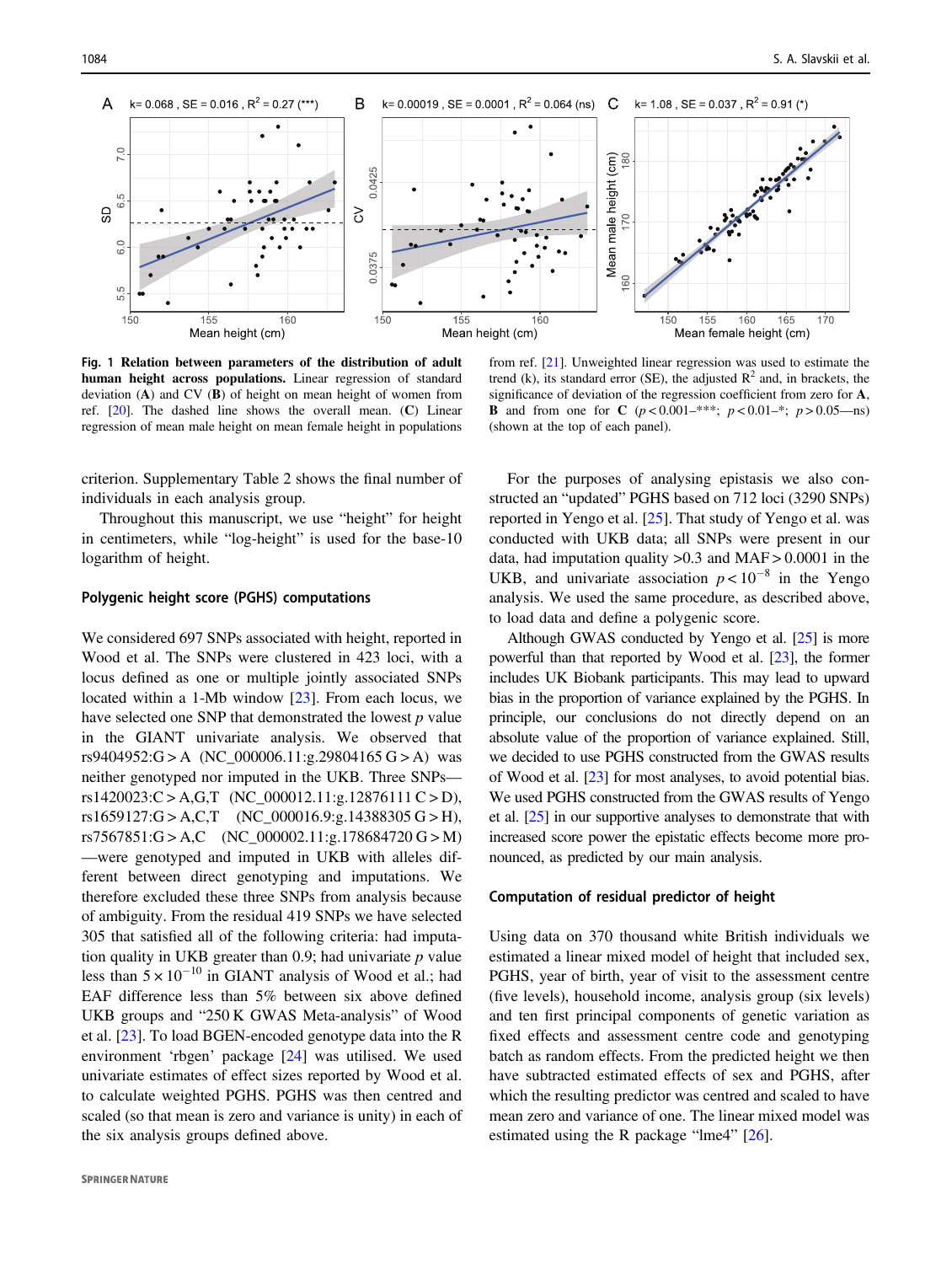**Fig. 1 Relation between parameters of the distribution of adult human height across populations.** Linear regression of standard deviation (**A**) and CV (**B**) of height on mean height of women from ref. [20]. The dashed line shows the overall mean. (**C**) Linear regression of mean male height on mean female height in populations from ref. [21]. Unweighted linear regression was used to estimate the trend (k), its standard error (SE), the adjusted $R^2$ and, in brackets, the significance of deviation of the regression coefficient from zero for **A**, **B** and from one for **C** ($p < 0.001$—***; $p < 0.01$—*; $p > 0.05$—ns) (shown at the top of each panel).

criterion. Supplementary Table 2 shows the final number of individuals in each analysis group.

Throughout this manuscript, we use "height" for height in centimeters, while "log-height" is used for the base-10 logarithm of height.

### Polygenic height score (PGHS) computations

We considered 697 SNPs associated with height, reported in Wood et al. The SNPs were clustered in 423 loci, with a locus defined as one or multiple jointly associated SNPs located within a 1-Mb window [23]. From each locus, we have selected one SNP that demonstrated the lowest $p$ value in the GIANT univariate analysis. We observed that rs9404952:G > A (NC_000006.11:g.29804165 G > A) was neither genotyped nor imputed in the UKB. Three SNPs—rs1420023:C > A,G,T (NC_000012.11:g.12876111 C > D), rs1659127:G > A,C,T (NC_000016.9:g.14388305 G > H), rs7567851:G > A,C (NC_000002.11:g.178684720 G > M)—were genotyped and imputed in UKB with alleles different between direct genotyping and imputations. We therefore excluded these three SNPs from analysis because of ambiguity. From the residual 419 SNPs we have selected 305 that satisfied all of the following criteria: had imputation quality in UKB greater than 0.9; had univariate $p$ value less than $5 \times 10^{-10}$ in GIANT analysis of Wood et al.; had EAF difference less than 5% between six above defined UKB groups and "250 K GWAS Meta-analysis" of Wood et al. [23]. To load BGEN-encoded genotype data into the R environment 'rbgen' package [24] was utilised. We used univariate estimates of effect sizes reported by Wood et al. to calculate weighted PGHS. PGHS was then centred and scaled (so that mean is zero and variance is unity) in each of the six analysis groups defined above.

For the purposes of analysing epistasis we also constructed an "updated" PGHS based on 712 loci (3290 SNPs) reported in Yengo et al. [25]. That study of Yengo et al. was conducted with UKB data; all SNPs were present in our data, had imputation quality >0.3 and MAF > 0.0001 in the UKB, and univariate association $p < 10^{-8}$ in the Yengo analysis. We used the same procedure, as described above, to load data and define a polygenic score.

Although GWAS conducted by Yengo et al. [25] is more powerful than that reported by Wood et al. [23], the former includes UK Biobank participants. This may lead to upward bias in the proportion of variance explained by the PGHS. In principle, our conclusions do not directly depend on an absolute value of the proportion of variance explained. Still, we decided to use PGHS constructed from the GWAS results of Wood et al. [23] for most analyses, to avoid potential bias. We used PGHS constructed from the GWAS results of Yengo et al. [25] in our supportive analyses to demonstrate that with increased score power the epistatic effects become more pronounced, as predicted by our main analysis.

### Computation of residual predictor of height

Using data on 370 thousand white British individuals we estimated a linear mixed model of height that included sex, PGHS, year of birth, year of visit to the assessment centre (five levels), household income, analysis group (six levels) and ten first principal components of genetic variation as fixed effects and assessment centre code and genotyping batch as random effects. From the predicted height we then have subtracted estimated effects of sex and PGHS, after which the resulting predictor was centred and scaled to have mean zero and variance of one. The linear mixed model was estimated using the R package "lme4" [26].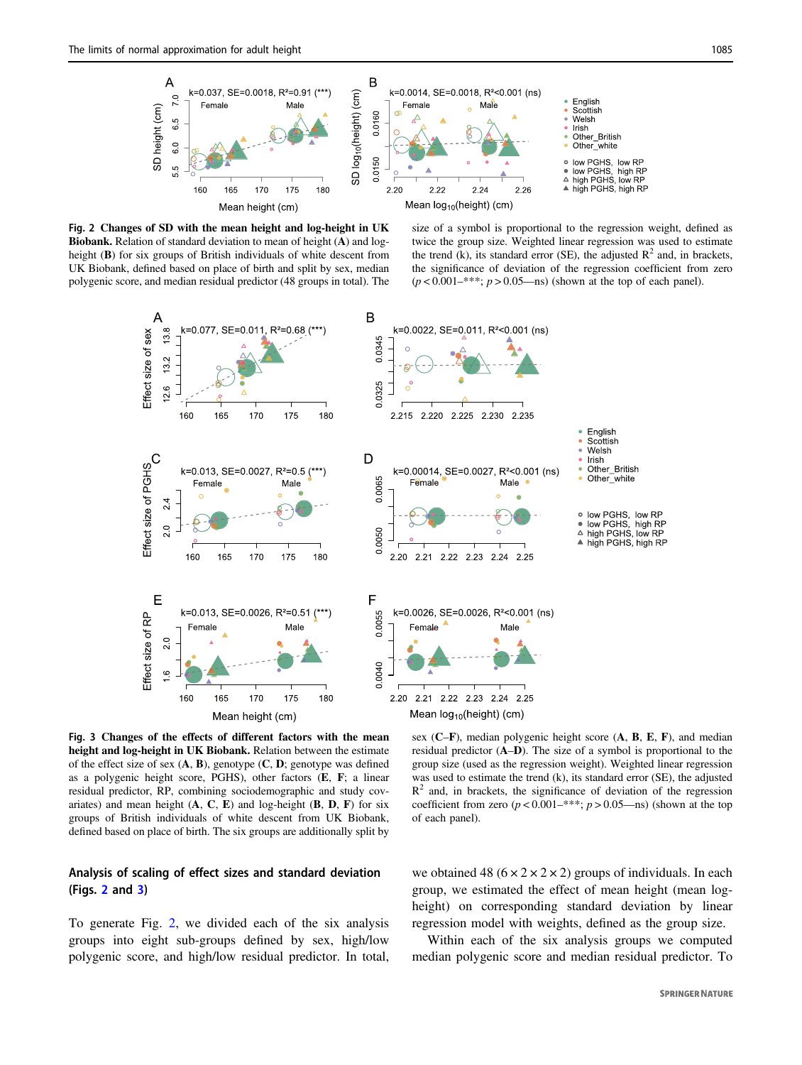**Fig. 2 Changes of SD with the mean height and log-height in UK Biobank.** Relation of standard deviation to mean of height (**A**) and log-height (**B**) for six groups of British individuals of white descent from UK Biobank, defined based on place of birth and split by sex, median polygenic score, and median residual predictor (48 groups in total). The size of a symbol is proportional to the regression weight, defined as twice the group size. Weighted linear regression was used to estimate the trend (k), its standard error (SE), the adjusted $R^2$ and, in brackets, the significance of deviation of the regression coefficient from zero ($p < 0.001$–***; $p > 0.05$—ns) (shown at the top of each panel).

**Fig. 3 Changes of the effects of different factors with the mean height and log-height in UK Biobank.** Relation between the estimate of the effect size of sex (**A**, **B**), genotype (**C**, **D**; genotype was defined as a polygenic height score, PGHS), other factors (**E**, **F**; a linear residual predictor, RP, combining sociodemographic and study covariates) and mean height (**A**, **C**, **E**) and log-height (**B**, **D**, **F**) for six groups of British individuals of white descent from UK Biobank, defined based on place of birth. The six groups are additionally split by sex (**C**–**F**), median polygenic height score (**A**, **B**, **E**, **F**), and median residual predictor (**A**–**D**). The size of a symbol is proportional to the group size (used as the regression weight). Weighted linear regression was used to estimate the trend (k), its standard error (SE), the adjusted $R^2$ and, in brackets, the significance of deviation of the regression coefficient from zero ($p < 0.001$–***; $p > 0.05$—ns) (shown at the top of each panel).

### Analysis of scaling of effect sizes and standard deviation (Figs. 2 and 3)

To generate Fig. 2, we divided each of the six analysis groups into eight sub-groups defined by sex, high/low polygenic score, and high/low residual predictor. In total, we obtained 48 ($6 \times 2 \times 2 \times 2$) groups of individuals. In each group, we estimated the effect of mean height (mean log-height) on corresponding standard deviation by linear regression model with weights, defined as the group size.

Within each of the six analysis groups we computed median polygenic score and median residual predictor. To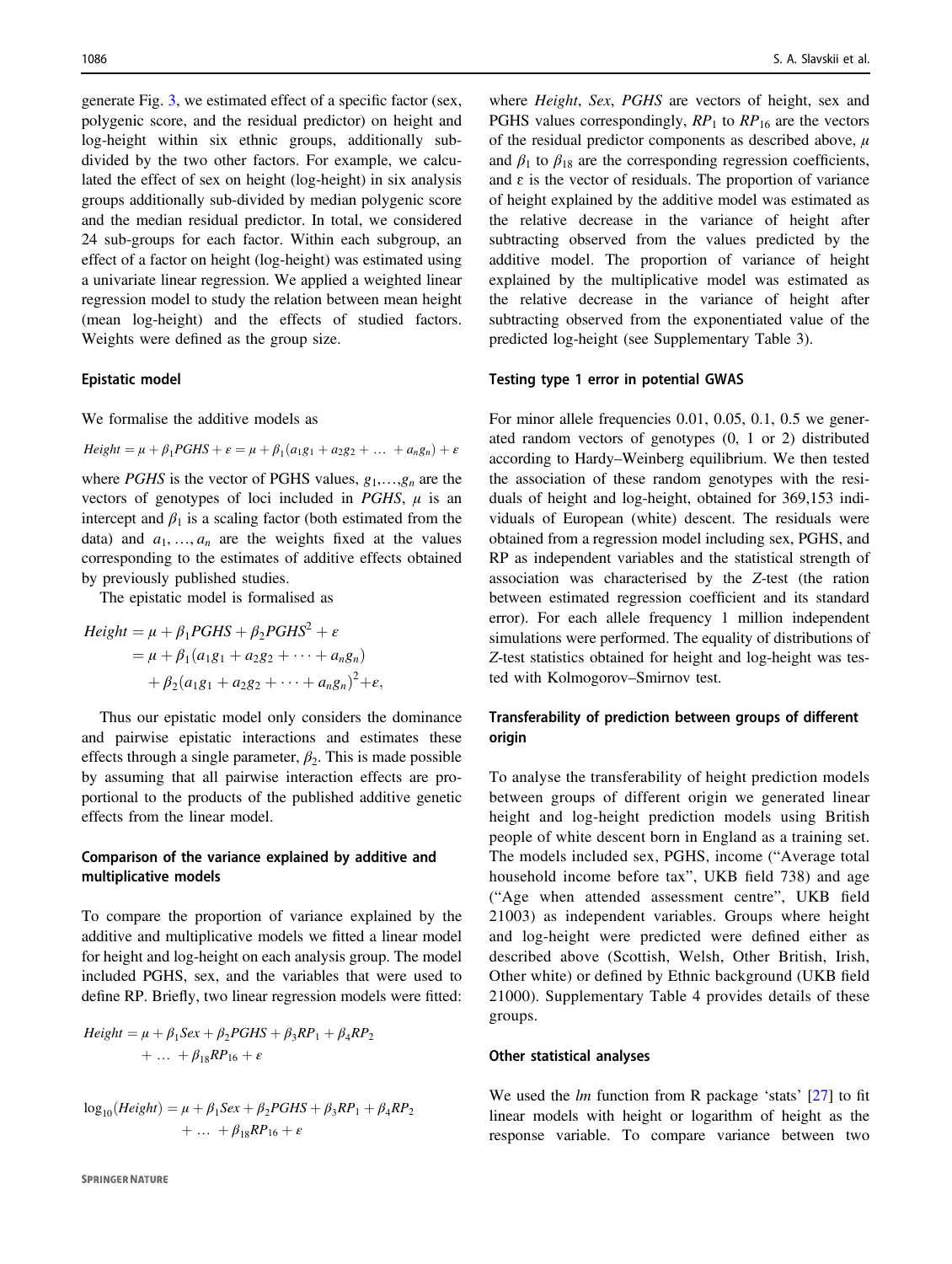generate Fig. 3, we estimated effect of a specific factor (sex, polygenic score, and the residual predictor) on height and log-height within six ethnic groups, additionally subdivided by the two other factors. For example, we calculated the effect of sex on height (log-height) in six analysis groups additionally sub-divided by median polygenic score and the median residual predictor. In total, we considered 24 sub-groups for each factor. Within each subgroup, an effect of a factor on height (log-height) was estimated using a univariate linear regression. We applied a weighted linear regression model to study the relation between mean height (mean log-height) and the effects of studied factors. Weights were defined as the group size.

### Epistatic model

We formalise the additive models as

$$Height = \mu + \beta_1 PGHS + \varepsilon = \mu + \beta_1(a_1 g_1 + a_2 g_2 + \ldots + a_n g_n) + \varepsilon$$

where $PGHS$ is the vector of PGHS values, $g_1,\ldots,g_n$ are the vectors of genotypes of loci included in $PGHS$, $\mu$ is an intercept and $\beta_1$ is a scaling factor (both estimated from the data) and $a_1, \ldots, a_n$ are the weights fixed at the values corresponding to the estimates of additive effects obtained by previously published studies.

The epistatic model is formalised as

$$\begin{aligned} Height &= \mu + \beta_1 PGHS + \beta_2 PGHS^2 + \varepsilon \\ &= \mu + \beta_1(a_1 g_1 + a_2 g_2 + \cdots + a_n g_n) \\ &\quad + \beta_2(a_1 g_1 + a_2 g_2 + \cdots + a_n g_n)^2 + \varepsilon, \end{aligned}$$

Thus our epistatic model only considers the dominance and pairwise epistatic interactions and estimates these effects through a single parameter, $\beta_2$. This is made possible by assuming that all pairwise interaction effects are proportional to the products of the published additive genetic effects from the linear model.

### Comparison of the variance explained by additive and multiplicative models

To compare the proportion of variance explained by the additive and multiplicative models we fitted a linear model for height and log-height on each analysis group. The model included PGHS, sex, and the variables that were used to define RP. Briefly, two linear regression models were fitted:

$$Height = \mu + \beta_1 Sex + \beta_2 PGHS + \beta_3 RP_1 + \beta_4 RP_2 + \ldots + \beta_{18} RP_{16} + \varepsilon$$

$$\log_{10}(Height) = \mu + \beta_1 Sex + \beta_2 PGHS + \beta_3 RP_1 + \beta_4 RP_2 + \ldots + \beta_{18} RP_{16} + \varepsilon$$

where $Height$, $Sex$, $PGHS$ are vectors of height, sex and PGHS values correspondingly, $RP_1$ to $RP_{16}$ are the vectors of the residual predictor components as described above, $\mu$ and $\beta_1$ to $\beta_{18}$ are the corresponding regression coefficients, and ε is the vector of residuals. The proportion of variance of height explained by the additive model was estimated as the relative decrease in the variance of height after subtracting observed from the values predicted by the additive model. The proportion of variance of height explained by the multiplicative model was estimated as the relative decrease in the variance of height after subtracting observed from the exponentiated value of the predicted log-height (see Supplementary Table 3).

### Testing type 1 error in potential GWAS

For minor allele frequencies 0.01, 0.05, 0.1, 0.5 we generated random vectors of genotypes (0, 1 or 2) distributed according to Hardy–Weinberg equilibrium. We then tested the association of these random genotypes with the residuals of height and log-height, obtained for 369,153 individuals of European (white) descent. The residuals were obtained from a regression model including sex, PGHS, and RP as independent variables and the statistical strength of association was characterised by the $Z$-test (the ration between estimated regression coefficient and its standard error). For each allele frequency 1 million independent simulations were performed. The equality of distributions of $Z$-test statistics obtained for height and log-height was tested with Kolmogorov–Smirnov test.

### Transferability of prediction between groups of different origin

To analyse the transferability of height prediction models between groups of different origin we generated linear height and log-height prediction models using British people of white descent born in England as a training set. The models included sex, PGHS, income ("Average total household income before tax", UKB field 738) and age ("Age when attended assessment centre", UKB field 21003) as independent variables. Groups where height and log-height were predicted were defined either as described above (Scottish, Welsh, Other British, Irish, Other white) or defined by Ethnic background (UKB field 21000). Supplementary Table 4 provides details of these groups.

### Other statistical analyses

We used the *lm* function from R package 'stats' [27] to fit linear models with height or logarithm of height as the response variable. To compare variance between two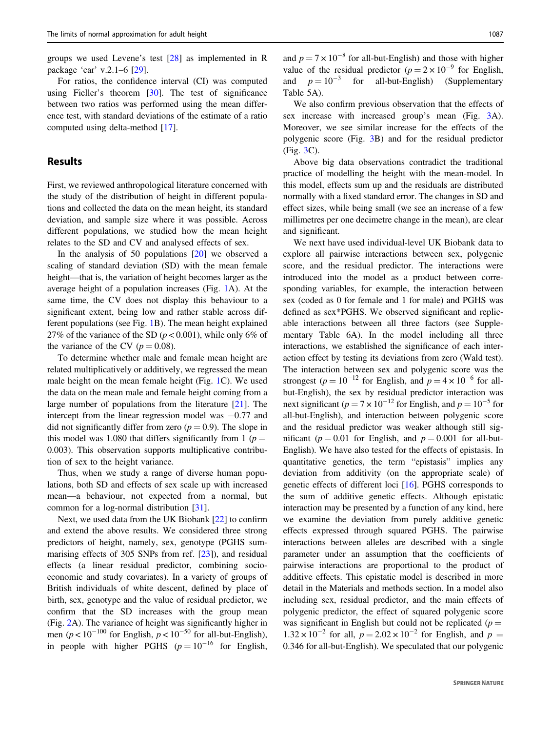groups we used Levene's test [28] as implemented in R package 'car' v.2.1–6 [29].

For ratios, the confidence interval (CI) was computed using Fieller's theorem [30]. The test of significance between two ratios was performed using the mean difference test, with standard deviations of the estimate of a ratio computed using delta-method [17].

## Results

First, we reviewed anthropological literature concerned with the study of the distribution of height in different populations and collected the data on the mean height, its standard deviation, and sample size where it was possible. Across different populations, we studied how the mean height relates to the SD and CV and analysed effects of sex.

In the analysis of 50 populations [20] we observed a scaling of standard deviation (SD) with the mean female height—that is, the variation of height becomes larger as the average height of a population increases (Fig. 1A). At the same time, the CV does not display this behaviour to a significant extent, being low and rather stable across different populations (see Fig. 1B). The mean height explained 27% of the variance of the SD ($p < 0.001$), while only 6% of the variance of the CV ($p = 0.08$).

To determine whether male and female mean height are related multiplicatively or additively, we regressed the mean male height on the mean female height (Fig. 1C). We used the data on the mean male and female height coming from a large number of populations from the literature [21]. The intercept from the linear regression model was −0.77 and did not significantly differ from zero ($p = 0.9$). The slope in this model was 1.080 that differs significantly from 1 ($p = 0.003$). This observation supports multiplicative contribution of sex to the height variance.

Thus, when we study a range of diverse human populations, both SD and effects of sex scale up with increased mean—a behaviour, not expected from a normal, but common for a log-normal distribution [31].

Next, we used data from the UK Biobank [22] to confirm and extend the above results. We considered three strong predictors of height, namely, sex, genotype (PGHS summarising effects of 305 SNPs from ref. [23]), and residual effects (a linear residual predictor, combining socio-economic and study covariates). In a variety of groups of British individuals of white descent, defined by place of birth, sex, genotype and the value of residual predictor, we confirm that the SD increases with the group mean (Fig. 2A). The variance of height was significantly higher in men ($p < 10^{-100}$ for English, $p < 10^{-50}$ for all-but-English), in people with higher PGHS ($p = 10^{-16}$ for English, and $p = 7 \times 10^{-8}$ for all-but-English) and those with higher value of the residual predictor ($p = 2 \times 10^{-9}$ for English, and $p = 10^{-3}$ for all-but-English) (Supplementary Table 5A).

We also confirm previous observation that the effects of sex increase with increased group's mean (Fig. 3A). Moreover, we see similar increase for the effects of the polygenic score (Fig. 3B) and for the residual predictor (Fig. 3C).

Above big data observations contradict the traditional practice of modelling the height with the mean-model. In this model, effects sum up and the residuals are distributed normally with a fixed standard error. The changes in SD and effect sizes, while being small (we see an increase of a few millimetres per one decimetre change in the mean), are clear and significant.

We next have used individual-level UK Biobank data to explore all pairwise interactions between sex, polygenic score, and the residual predictor. The interactions were introduced into the model as a product between corresponding variables, for example, the interaction between sex (coded as 0 for female and 1 for male) and PGHS was defined as sex*PGHS. We observed significant and replicable interactions between all three factors (see Supplementary Table 6A). In the model including all three interactions, we established the significance of each interaction effect by testing its deviations from zero (Wald test). The interaction between sex and polygenic score was the strongest ($p = 10^{-12}$ for English, and $p = 4 \times 10^{-6}$ for all-but-English), the sex by residual predictor interaction was next significant ($p = 7 \times 10^{-12}$ for English, and $p = 10^{-5}$ for all-but-English), and interaction between polygenic score and the residual predictor was weaker although still significant ($p = 0.01$ for English, and $p = 0.001$ for all-but-English). We have also tested for the effects of epistasis. In quantitative genetics, the term "epistasis" implies any deviation from additivity (on the appropriate scale) of genetic effects of different loci [16]. PGHS corresponds to the sum of additive genetic effects. Although epistatic interaction may be presented by a function of any kind, here we examine the deviation from purely additive genetic effects expressed through squared PGHS. The pairwise interactions between alleles are described with a single parameter under an assumption that the coefficients of pairwise interactions are proportional to the product of additive effects. This epistatic model is described in more detail in the Materials and methods section. In a model also including sex, residual predictor, and the main effects of polygenic predictor, the effect of squared polygenic score was significant in English but could not be replicated ($p = 1.32 \times 10^{-2}$ for all, $p = 2.02 \times 10^{-2}$ for English, and $p = 0.346$ for all-but-English). We speculated that our polygenic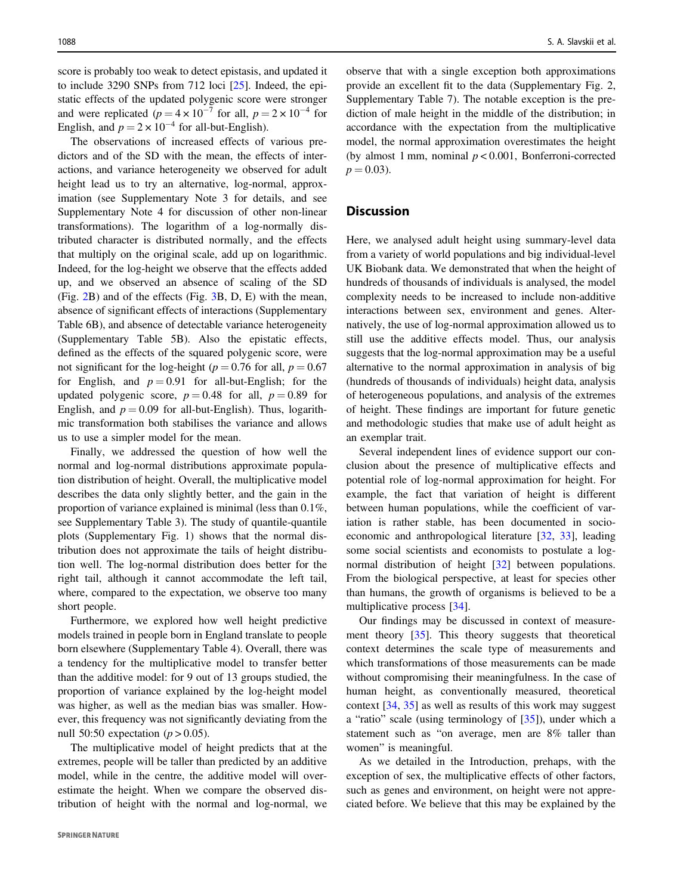score is probably too weak to detect epistasis, and updated it to include 3290 SNPs from 712 loci [25]. Indeed, the epistatic effects of the updated polygenic score were stronger and were replicated ($p = 4 \times 10^{-7}$ for all, $p = 2 \times 10^{-4}$ for English, and $p = 2 \times 10^{-4}$ for all-but-English).

The observations of increased effects of various predictors and of the SD with the mean, the effects of interactions, and variance heterogeneity we observed for adult height lead us to try an alternative, log-normal, approximation (see Supplementary Note 3 for details, and see Supplementary Note 4 for discussion of other non-linear transformations). The logarithm of a log-normally distributed character is distributed normally, and the effects that multiply on the original scale, add up on logarithmic. Indeed, for the log-height we observe that the effects added up, and we observed an absence of scaling of the SD (Fig. 2B) and of the effects (Fig. 3B, D, E) with the mean, absence of significant effects of interactions (Supplementary Table 6B), and absence of detectable variance heterogeneity (Supplementary Table 5B). Also the epistatic effects, defined as the effects of the squared polygenic score, were not significant for the log-height ($p = 0.76$ for all, $p = 0.67$ for English, and $p = 0.91$ for all-but-English; for the updated polygenic score, $p = 0.48$ for all, $p = 0.89$ for English, and $p = 0.09$ for all-but-English). Thus, logarithmic transformation both stabilises the variance and allows us to use a simpler model for the mean.

Finally, we addressed the question of how well the normal and log-normal distributions approximate population distribution of height. Overall, the multiplicative model describes the data only slightly better, and the gain in the proportion of variance explained is minimal (less than 0.1%, see Supplementary Table 3). The study of quantile-quantile plots (Supplementary Fig. 1) shows that the normal distribution does not approximate the tails of height distribution well. The log-normal distribution does better for the right tail, although it cannot accommodate the left tail, where, compared to the expectation, we observe too many short people.

Furthermore, we explored how well height predictive models trained in people born in England translate to people born elsewhere (Supplementary Table 4). Overall, there was a tendency for the multiplicative model to transfer better than the additive model: for 9 out of 13 groups studied, the proportion of variance explained by the log-height model was higher, as well as the median bias was smaller. However, this frequency was not significantly deviating from the null 50:50 expectation ($p > 0.05$).

The multiplicative model of height predicts that at the extremes, people will be taller than predicted by an additive model, while in the centre, the additive model will overestimate the height. When we compare the observed distribution of height with the normal and log-normal, we observe that with a single exception both approximations provide an excellent fit to the data (Supplementary Fig. 2, Supplementary Table 7). The notable exception is the prediction of male height in the middle of the distribution; in accordance with the expectation from the multiplicative model, the normal approximation overestimates the height (by almost 1 mm, nominal $p < 0.001$, Bonferroni-corrected $p = 0.03$).

## Discussion

Here, we analysed adult height using summary-level data from a variety of world populations and big individual-level UK Biobank data. We demonstrated that when the height of hundreds of thousands of individuals is analysed, the model complexity needs to be increased to include non-additive interactions between sex, environment and genes. Alternatively, the use of log-normal approximation allowed us to still use the additive effects model. Thus, our analysis suggests that the log-normal approximation may be a useful alternative to the normal approximation in analysis of big (hundreds of thousands of individuals) height data, analysis of heterogeneous populations, and analysis of the extremes of height. These findings are important for future genetic and methodologic studies that make use of adult height as an exemplar trait.

Several independent lines of evidence support our conclusion about the presence of multiplicative effects and potential role of log-normal approximation for height. For example, the fact that variation of height is different between human populations, while the coefficient of variation is rather stable, has been documented in socio-economic and anthropological literature [32, 33], leading some social scientists and economists to postulate a log-normal distribution of height [32] between populations. From the biological perspective, at least for species other than humans, the growth of organisms is believed to be a multiplicative process [34].

Our findings may be discussed in context of measurement theory [35]. This theory suggests that theoretical context determines the scale type of measurements and which transformations of those measurements can be made without compromising their meaningfulness. In the case of human height, as conventionally measured, theoretical context [34, 35] as well as results of this work may suggest a "ratio" scale (using terminology of [35]), under which a statement such as "on average, men are 8% taller than women" is meaningful.

As we detailed in the Introduction, prehaps, with the exception of sex, the multiplicative effects of other factors, such as genes and environment, on height were not appreciated before. We believe that this may be explained by the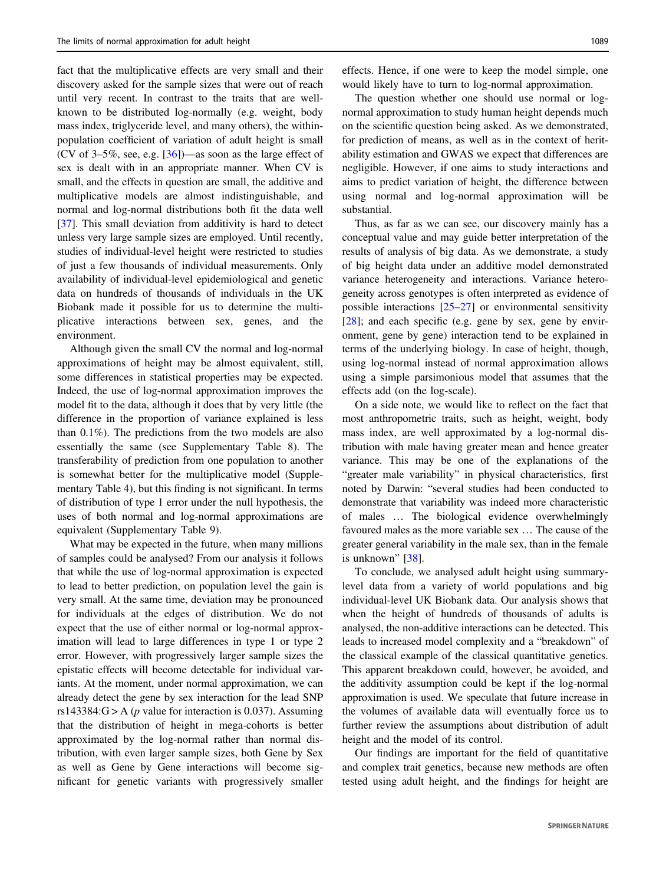fact that the multiplicative effects are very small and their discovery asked for the sample sizes that were out of reach until very recent. In contrast to the traits that are well-known to be distributed log-normally (e.g. weight, body mass index, triglyceride level, and many others), the within-population coefficient of variation of adult height is small (CV of 3–5%, see, e.g. [36])—as soon as the large effect of sex is dealt with in an appropriate manner. When CV is small, and the effects in question are small, the additive and multiplicative models are almost indistinguishable, and normal and log-normal distributions both fit the data well [37]. This small deviation from additivity is hard to detect unless very large sample sizes are employed. Until recently, studies of individual-level height were restricted to studies of just a few thousands of individual measurements. Only availability of individual-level epidemiological and genetic data on hundreds of thousands of individuals in the UK Biobank made it possible for us to determine the multiplicative interactions between sex, genes, and the environment.

Although given the small CV the normal and log-normal approximations of height may be almost equivalent, still, some differences in statistical properties may be expected. Indeed, the use of log-normal approximation improves the model fit to the data, although it does that by very little (the difference in the proportion of variance explained is less than 0.1%). The predictions from the two models are also essentially the same (see Supplementary Table 8). The transferability of prediction from one population to another is somewhat better for the multiplicative model (Supplementary Table 4), but this finding is not significant. In terms of distribution of type 1 error under the null hypothesis, the uses of both normal and log-normal approximations are equivalent (Supplementary Table 9).

What may be expected in the future, when many millions of samples could be analysed? From our analysis it follows that while the use of log-normal approximation is expected to lead to better prediction, on population level the gain is very small. At the same time, deviation may be pronounced for individuals at the edges of distribution. We do not expect that the use of either normal or log-normal approximation will lead to large differences in type 1 or type 2 error. However, with progressively larger sample sizes the epistatic effects will become detectable for individual variants. At the moment, under normal approximation, we can already detect the gene by sex interaction for the lead SNP rs143384:G > A (*p* value for interaction is 0.037). Assuming that the distribution of height in mega-cohorts is better approximated by the log-normal rather than normal distribution, with even larger sample sizes, both Gene by Sex as well as Gene by Gene interactions will become significant for genetic variants with progressively smaller effects. Hence, if one were to keep the model simple, one would likely have to turn to log-normal approximation.

The question whether one should use normal or log-normal approximation to study human height depends much on the scientific question being asked. As we demonstrated, for prediction of means, as well as in the context of heritability estimation and GWAS we expect that differences are negligible. However, if one aims to study interactions and aims to predict variation of height, the difference between using normal and log-normal approximation will be substantial.

Thus, as far as we can see, our discovery mainly has a conceptual value and may guide better interpretation of the results of analysis of big data. As we demonstrate, a study of big height data under an additive model demonstrated variance heterogeneity and interactions. Variance heterogeneity across genotypes is often interpreted as evidence of possible interactions [25–27] or environmental sensitivity [28]; and each specific (e.g. gene by sex, gene by environment, gene by gene) interaction tend to be explained in terms of the underlying biology. In case of height, though, using log-normal instead of normal approximation allows using a simple parsimonious model that assumes that the effects add (on the log-scale).

On a side note, we would like to reflect on the fact that most anthropometric traits, such as height, weight, body mass index, are well approximated by a log-normal distribution with male having greater mean and hence greater variance. This may be one of the explanations of the "greater male variability" in physical characteristics, first noted by Darwin: "several studies had been conducted to demonstrate that variability was indeed more characteristic of males … The biological evidence overwhelmingly favoured males as the more variable sex … The cause of the greater general variability in the male sex, than in the female is unknown" [38].

To conclude, we analysed adult height using summary-level data from a variety of world populations and big individual-level UK Biobank data. Our analysis shows that when the height of hundreds of thousands of adults is analysed, the non-additive interactions can be detected. This leads to increased model complexity and a "breakdown" of the classical example of the classical quantitative genetics. This apparent breakdown could, however, be avoided, and the additivity assumption could be kept if the log-normal approximation is used. We speculate that future increase in the volumes of available data will eventually force us to further review the assumptions about distribution of adult height and the model of its control.

Our findings are important for the field of quantitative and complex trait genetics, because new methods are often tested using adult height, and the findings for height are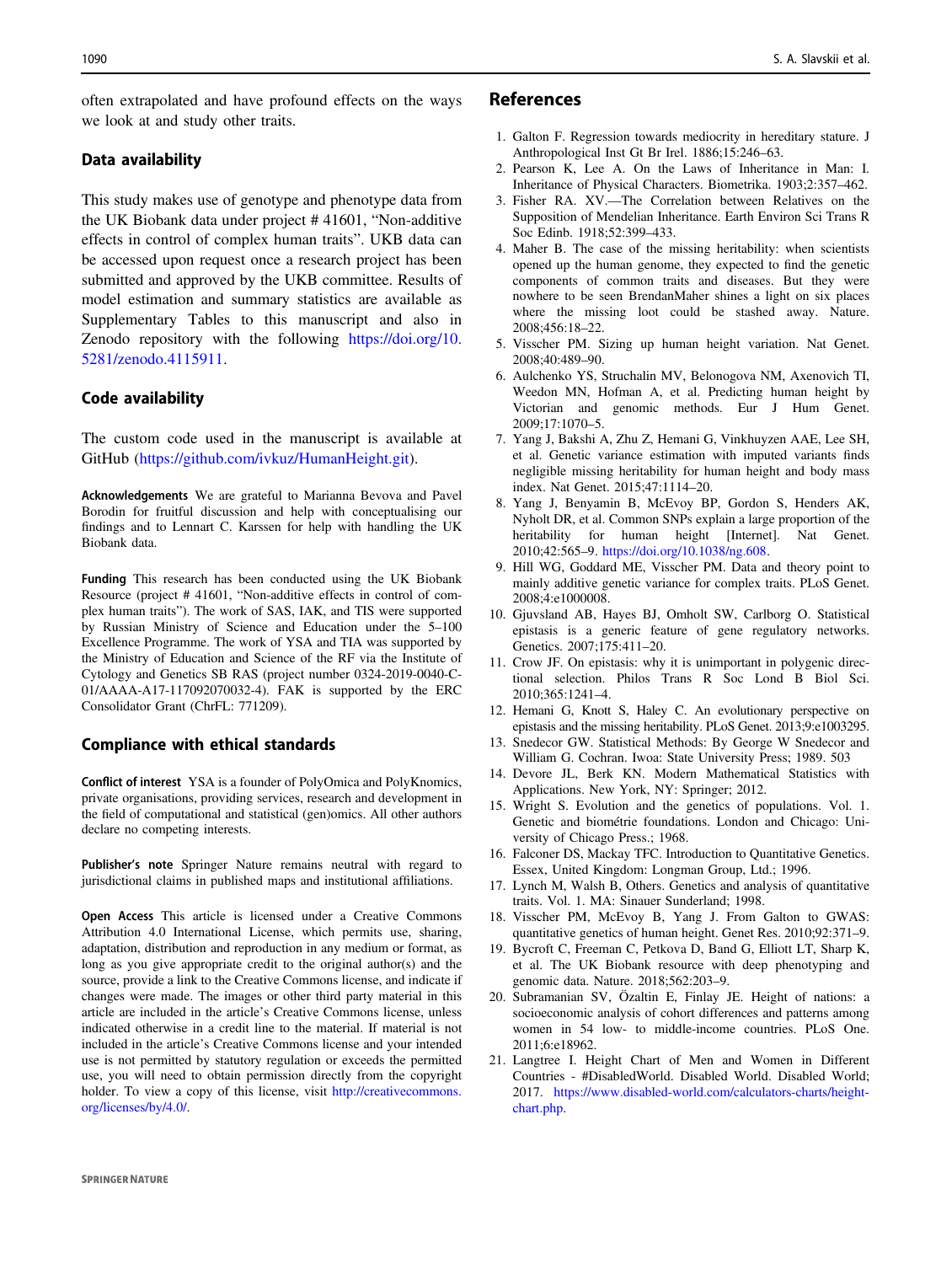often extrapolated and have profound effects on the ways we look at and study other traits.

## Data availability

This study makes use of genotype and phenotype data from the UK Biobank data under project # 41601, "Non-additive effects in control of complex human traits". UKB data can be accessed upon request once a research project has been submitted and approved by the UKB committee. Results of model estimation and summary statistics are available as Supplementary Tables to this manuscript and also in Zenodo repository with the following https://doi.org/10.5281/zenodo.4115911.

## Code availability

The custom code used in the manuscript is available at GitHub (https://github.com/ivkuz/HumanHeight.git).

**Acknowledgements** We are grateful to Marianna Bevova and Pavel Borodin for fruitful discussion and help with conceptualising our findings and to Lennart C. Karssen for help with handling the UK Biobank data.

**Funding** This research has been conducted using the UK Biobank Resource (project # 41601, "Non-additive effects in control of complex human traits"). The work of SAS, IAK, and TIS were supported by Russian Ministry of Science and Education under the 5–100 Excellence Programme. The work of YSA and TIA was supported by the Ministry of Education and Science of the RF via the Institute of Cytology and Genetics SB RAS (project number 0324-2019-0040-C-01/AAAA-A17-117092070032-4). FAK is supported by the ERC Consolidator Grant (ChrFL: 771209).

## Compliance with ethical standards

**Conflict of interest** YSA is a founder of PolyOmica and PolyKnomics, private organisations, providing services, research and development in the field of computational and statistical (gen)omics. All other authors declare no competing interests.

**Publisher's note** Springer Nature remains neutral with regard to jurisdictional claims in published maps and institutional affiliations.

**Open Access** This article is licensed under a Creative Commons Attribution 4.0 International License, which permits use, sharing, adaptation, distribution and reproduction in any medium or format, as long as you give appropriate credit to the original author(s) and the source, provide a link to the Creative Commons license, and indicate if changes were made. The images or other third party material in this article are included in the article's Creative Commons license, unless indicated otherwise in a credit line to the material. If material is not included in the article's Creative Commons license and your intended use is not permitted by statutory regulation or exceeds the permitted use, you will need to obtain permission directly from the copyright holder. To view a copy of this license, visit http://creativecommons.org/licenses/by/4.0/.

## References

1. Galton F. Regression towards mediocrity in hereditary stature. J Anthropological Inst Gt Br Irel. 1886;15:246–63.
2. Pearson K, Lee A. On the Laws of Inheritance in Man: I. Inheritance of Physical Characters. Biometrika. 1903;2:357–462.
3. Fisher RA. XV.—The Correlation between Relatives on the Supposition of Mendelian Inheritance. Earth Environ Sci Trans R Soc Edinb. 1918;52:399–433.
4. Maher B. The case of the missing heritability: when scientists opened up the human genome, they expected to find the genetic components of common traits and diseases. But they were nowhere to be seen BrendanMaher shines a light on six places where the missing loot could be stashed away. Nature. 2008;456:18–22.
5. Visscher PM. Sizing up human height variation. Nat Genet. 2008;40:489–90.
6. Aulchenko YS, Struchalin MV, Belonogova NM, Axenovich TI, Weedon MN, Hofman A, et al. Predicting human height by Victorian and genomic methods. Eur J Hum Genet. 2009;17:1070–5.
7. Yang J, Bakshi A, Zhu Z, Hemani G, Vinkhuyzen AAE, Lee SH, et al. Genetic variance estimation with imputed variants finds negligible missing heritability for human height and body mass index. Nat Genet. 2015;47:1114–20.
8. Yang J, Benyamin B, McEvoy BP, Gordon S, Henders AK, Nyholt DR, et al. Common SNPs explain a large proportion of the heritability for human height [Internet]. Nat Genet. 2010;42:565–9. https://doi.org/10.1038/ng.608.
9. Hill WG, Goddard ME, Visscher PM. Data and theory point to mainly additive genetic variance for complex traits. PLoS Genet. 2008;4:e1000008.
10. Gjuvsland AB, Hayes BJ, Omholt SW, Carlborg O. Statistical epistasis is a generic feature of gene regulatory networks. Genetics. 2007;175:411–20.
11. Crow JF. On epistasis: why it is unimportant in polygenic directional selection. Philos Trans R Soc Lond B Biol Sci. 2010;365:1241–4.
12. Hemani G, Knott S, Haley C. An evolutionary perspective on epistasis and the missing heritability. PLoS Genet. 2013;9:e1003295.
13. Snedecor GW. Statistical Methods: By George W Snedecor and William G. Cochran. Iwoa: State University Press; 1989. 503
14. Devore JL, Berk KN. Modern Mathematical Statistics with Applications. New York, NY: Springer; 2012.
15. Wright S. Evolution and the genetics of populations. Vol. 1. Genetic and biométrie foundations. London and Chicago: University of Chicago Press.; 1968.
16. Falconer DS, Mackay TFC. Introduction to Quantitative Genetics. Essex, United Kingdom: Longman Group, Ltd.; 1996.
17. Lynch M, Walsh B, Others. Genetics and analysis of quantitative traits. Vol. 1. MA: Sinauer Sunderland; 1998.
18. Visscher PM, McEvoy B, Yang J. From Galton to GWAS: quantitative genetics of human height. Genet Res. 2010;92:371–9.
19. Bycroft C, Freeman C, Petkova D, Band G, Elliott LT, Sharp K, et al. The UK Biobank resource with deep phenotyping and genomic data. Nature. 2018;562:203–9.
20. Subramanian SV, Özaltin E, Finlay JE. Height of nations: a socioeconomic analysis of cohort differences and patterns among women in 54 low- to middle-income countries. PLoS One. 2011;6:e18962.
21. Langtree I. Height Chart of Men and Women in Different Countries - #DisabledWorld. Disabled World. Disabled World; 2017. https://www.disabled-world.com/calculators-charts/height-chart.php.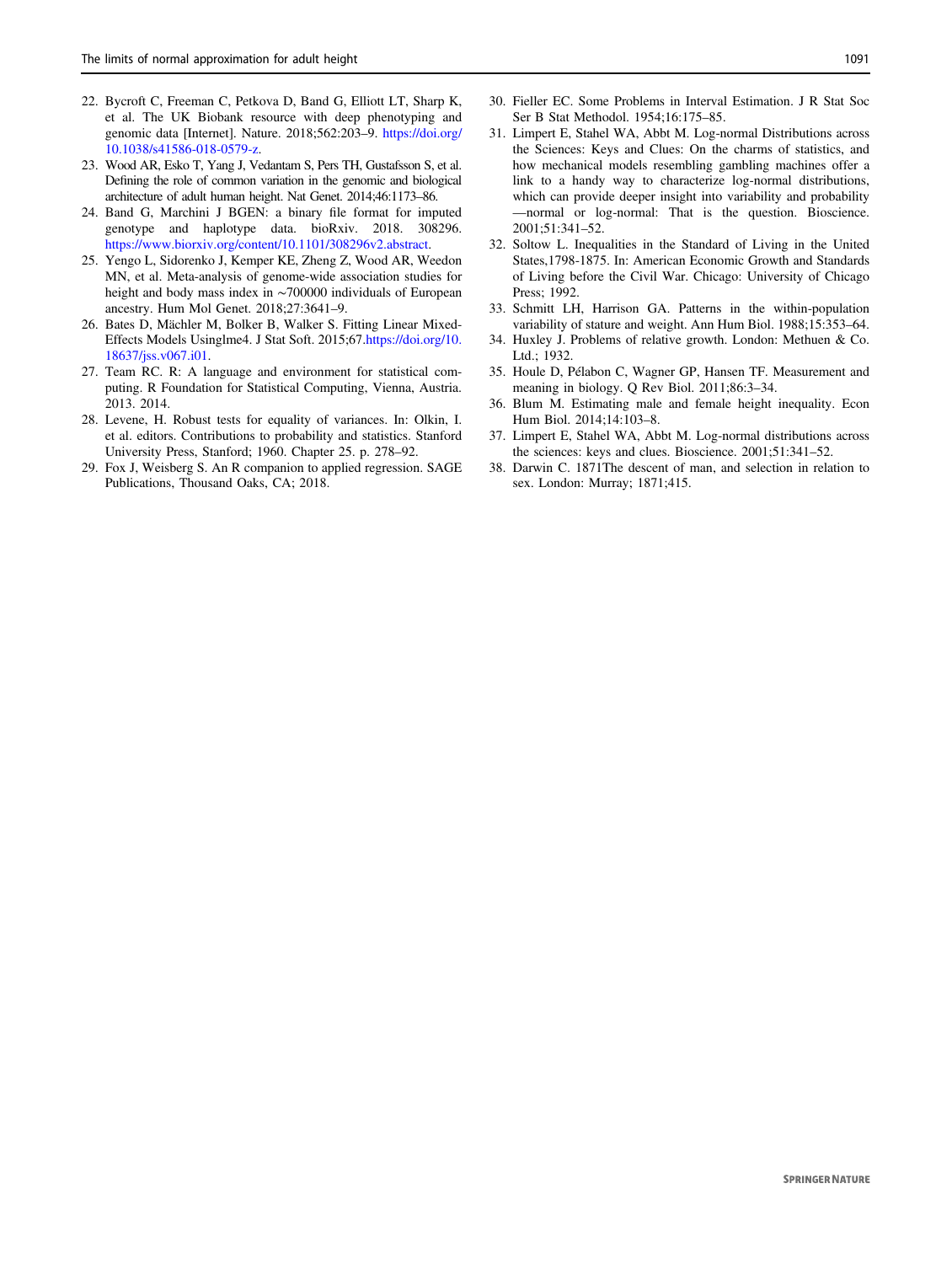22. Bycroft C, Freeman C, Petkova D, Band G, Elliott LT, Sharp K, et al. The UK Biobank resource with deep phenotyping and genomic data [Internet]. Nature. 2018;562:203–9. https://doi.org/10.1038/s41586-018-0579-z.
23. Wood AR, Esko T, Yang J, Vedantam S, Pers TH, Gustafsson S, et al. Defining the role of common variation in the genomic and biological architecture of adult human height. Nat Genet. 2014;46:1173–86.
24. Band G, Marchini J BGEN: a binary file format for imputed genotype and haplotype data. bioRxiv. 2018. 308296. https://www.biorxiv.org/content/10.1101/308296v2.abstract.
25. Yengo L, Sidorenko J, Kemper KE, Zheng Z, Wood AR, Weedon MN, et al. Meta-analysis of genome-wide association studies for height and body mass index in ∼700000 individuals of European ancestry. Hum Mol Genet. 2018;27:3641–9.
26. Bates D, Mächler M, Bolker B, Walker S. Fitting Linear Mixed-Effects Models Usinglme4. J Stat Soft. 2015;67.https://doi.org/10.18637/jss.v067.i01.
27. Team RC. R: A language and environment for statistical computing. R Foundation for Statistical Computing, Vienna, Austria. 2013. 2014.
28. Levene, H. Robust tests for equality of variances. In: Olkin, I. et al. editors. Contributions to probability and statistics. Stanford University Press, Stanford; 1960. Chapter 25. p. 278–92.
29. Fox J, Weisberg S. An R companion to applied regression. SAGE Publications, Thousand Oaks, CA; 2018.
30. Fieller EC. Some Problems in Interval Estimation. J R Stat Soc Ser B Stat Methodol. 1954;16:175–85.
31. Limpert E, Stahel WA, Abbt M. Log-normal Distributions across the Sciences: Keys and Clues: On the charms of statistics, and how mechanical models resembling gambling machines offer a link to a handy way to characterize log-normal distributions, which can provide deeper insight into variability and probability —normal or log-normal: That is the question. Bioscience. 2001;51:341–52.
32. Soltow L. Inequalities in the Standard of Living in the United States,1798-1875. In: American Economic Growth and Standards of Living before the Civil War. Chicago: University of Chicago Press; 1992.
33. Schmitt LH, Harrison GA. Patterns in the within-population variability of stature and weight. Ann Hum Biol. 1988;15:353–64.
34. Huxley J. Problems of relative growth. London: Methuen & Co. Ltd.; 1932.
35. Houle D, Pélabon C, Wagner GP, Hansen TF. Measurement and meaning in biology. Q Rev Biol. 2011;86:3–34.
36. Blum M. Estimating male and female height inequality. Econ Hum Biol. 2014;14:103–8.
37. Limpert E, Stahel WA, Abbt M. Log-normal distributions across the sciences: keys and clues. Bioscience. 2001;51:341–52.
38. Darwin C. 1871The descent of man, and selection in relation to sex. London: Murray; 1871;415.